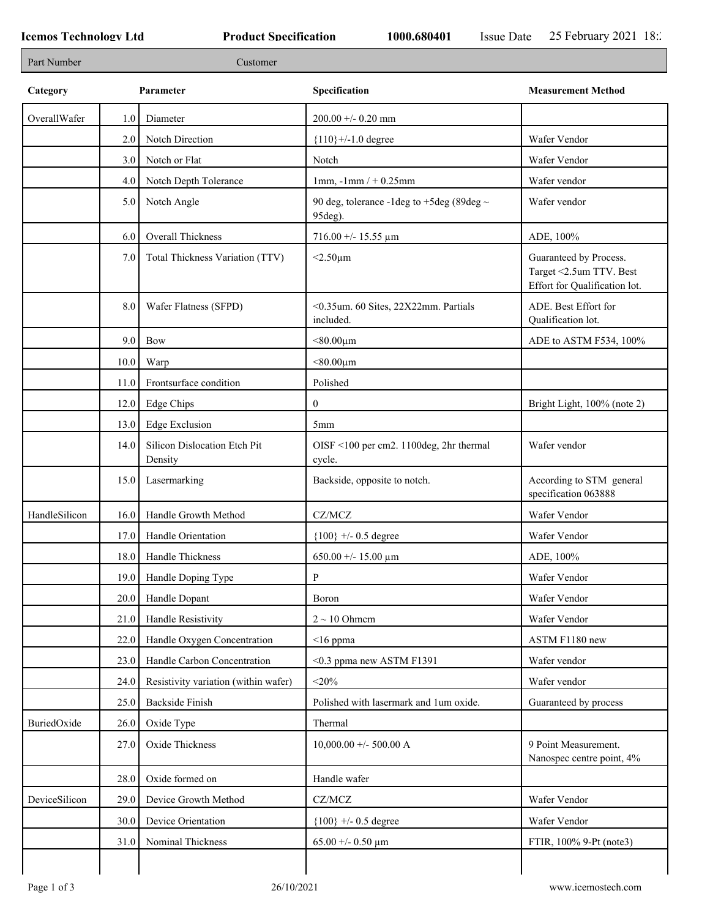**Icemos Technology Ltd** **Product Specification** **1000.680401** Issue Date 25 February 2021 18:

| Part Number | Customer |
|---|---|

| Category | | Parameter | Specification | Measurement Method |
|---|---|---|---|---|
| OverallWafer | 1.0 | Diameter | 200.00 +/- 0.20 mm | |
| | 2.0 | Notch Direction | {110}+/-1.0 degree | Wafer Vendor |
| | 3.0 | Notch or Flat | Notch | Wafer Vendor |
| | 4.0 | Notch Depth Tolerance | 1mm, -1mm / + 0.25mm | Wafer vendor |
| | 5.0 | Notch Angle | 90 deg, tolerance -1deg to +5deg (89deg ~ 95deg). | Wafer vendor |
| | 6.0 | Overall Thickness | 716.00 +/- 15.55 µm | ADE, 100% |
| | 7.0 | Total Thickness Variation (TTV) | <2.50µm | Guaranteed by Process. Target <2.5um TTV. Best Effort for Qualification lot. |
| | 8.0 | Wafer Flatness (SFPD) | <0.35um. 60 Sites, 22X22mm. Partials included. | ADE. Best Effort for Qualification lot. |
| | 9.0 | Bow | <80.00µm | ADE to ASTM F534, 100% |
| | 10.0 | Warp | <80.00µm | |
| | 11.0 | Frontsurface condition | Polished | |
| | 12.0 | Edge Chips | 0 | Bright Light, 100% (note 2) |
| | 13.0 | Edge Exclusion | 5mm | |
| | 14.0 | Silicon Dislocation Etch Pit Density | OISF <100 per cm2. 1100deg, 2hr thermal cycle. | Wafer vendor |
| | 15.0 | Lasermarking | Backside, opposite to notch. | According to STM general specification 063888 |
| HandleSilicon | 16.0 | Handle Growth Method | CZ/MCZ | Wafer Vendor |
| | 17.0 | Handle Orientation | {100} +/- 0.5 degree | Wafer Vendor |
| | 18.0 | Handle Thickness | 650.00 +/- 15.00 µm | ADE, 100% |
| | 19.0 | Handle Doping Type | P | Wafer Vendor |
| | 20.0 | Handle Dopant | Boron | Wafer Vendor |
| | 21.0 | Handle Resistivity | 2 ~ 10 Ohmcm | Wafer Vendor |
| | 22.0 | Handle Oxygen Concentration | <16 ppma | ASTM F1180 new |
| | 23.0 | Handle Carbon Concentration | <0.3 ppma new ASTM F1391 | Wafer vendor |
| | 24.0 | Resistivity variation (within wafer) | <20% | Wafer vendor |
| | 25.0 | Backside Finish | Polished with lasermark and 1um oxide. | Guaranteed by process |
| BuriedOxide | 26.0 | Oxide Type | Thermal | |
| | 27.0 | Oxide Thickness | 10,000.00 +/- 500.00 A | 9 Point Measurement. Nanospec centre point, 4% |
| | 28.0 | Oxide formed on | Handle wafer | |
| DeviceSilicon | 29.0 | Device Growth Method | CZ/MCZ | Wafer Vendor |
| | 30.0 | Device Orientation | {100} +/- 0.5 degree | Wafer Vendor |
| | 31.0 | Nominal Thickness | 65.00 +/- 0.50 µm | FTIR, 100% 9-Pt (note3) |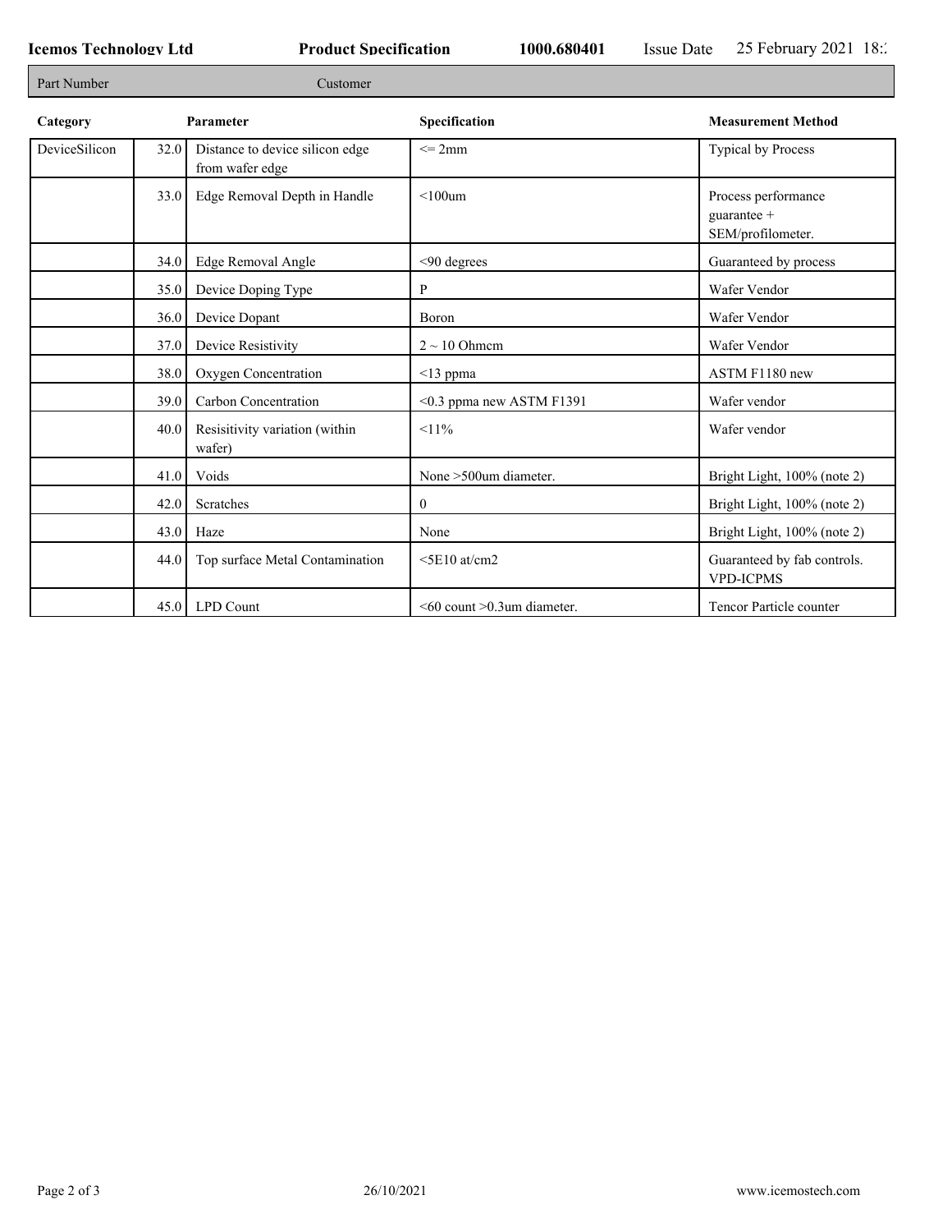| Part Number | Customer |
|---|---|

| Category | | Parameter | Specification | Measurement Method |
|---|---|---|---|---|
| DeviceSilicon | 32.0 | Distance to device silicon edge from wafer edge | <= 2mm | Typical by Process |
| | 33.0 | Edge Removal Depth in Handle | <100um | Process performance guarantee + SEM/profilometer. |
| | 34.0 | Edge Removal Angle | <90 degrees | Guaranteed by process |
| | 35.0 | Device Doping Type | P | Wafer Vendor |
| | 36.0 | Device Dopant | Boron | Wafer Vendor |
| | 37.0 | Device Resistivity | 2 ~ 10 Ohmcm | Wafer Vendor |
| | 38.0 | Oxygen Concentration | <13 ppma | ASTM F1180 new |
| | 39.0 | Carbon Concentration | <0.3 ppma new ASTM F1391 | Wafer vendor |
| | 40.0 | Resisitivity variation (within wafer) | <11% | Wafer vendor |
| | 41.0 | Voids | None >500um diameter. | Bright Light, 100% (note 2) |
| | 42.0 | Scratches | 0 | Bright Light, 100% (note 2) |
| | 43.0 | Haze | None | Bright Light, 100% (note 2) |
| | 44.0 | Top surface Metal Contamination | <5E10 at/cm2 | Guaranteed by fab controls. VPD-ICPMS |
| | 45.0 | LPD Count | <60 count >0.3um diameter. | Tencor Particle counter |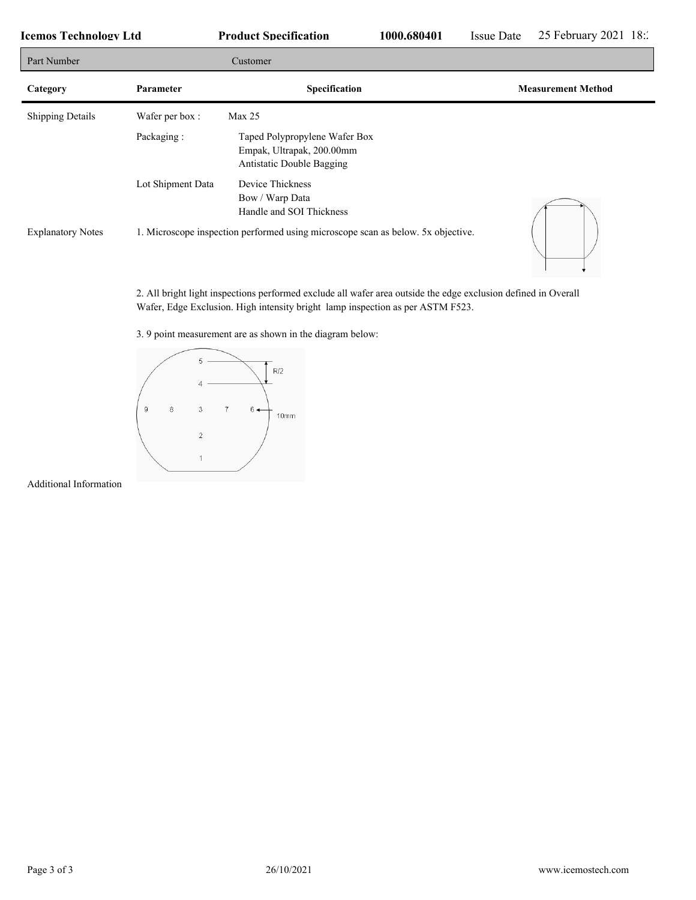| Part Number | | Customer | |
|---|---|---|---|
| **Category** | **Parameter** | **Specification** | **Measurement Method** |
| Shipping Details | Wafer per box : | Max 25 | |
| | Packaging : | Taped Polypropylene Wafer Box<br>Empak, Ultrapak, 200.00mm<br>Antistatic Double Bagging | |
| | Lot Shipment Data | Device Thickness<br>Bow / Warp Data<br>Handle and SOI Thickness | |
| Explanatory Notes | 1. Microscope inspection performed using microscope scan as below. 5x objective. | | |

2. All bright light inspections performed exclude all wafer area outside the edge exclusion defined in Overall Wafer, Edge Exclusion. High intensity bright lamp inspection as per ASTM F523.

3. 9 point measurement are as shown in the diagram below:

5
R/2
4
9 8 3 7 6
10mm
2
1

Additional Information